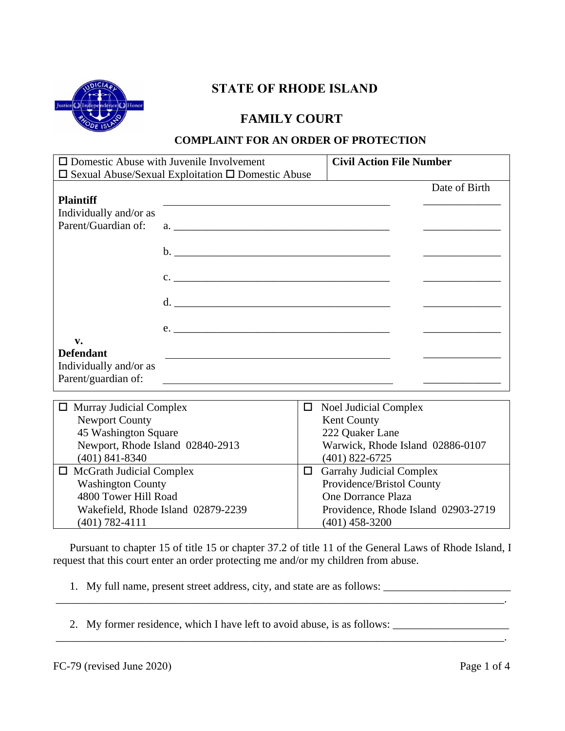# STATE OF RHODE ISLAND

## FAMILY COURT

### COMPLAINT FOR AN ORDER OF PROTECTION

| ☐ Domestic Abuse with Juvenile Involvement<br>☐ Sexual Abuse/Sexual Exploitation ☐ Domestic Abuse | **Civil Action File Number** |
|---|---|

| | | Date of Birth |
|---|---|---|
| **Plaintiff** | ______________________________ | ____________ |
| Individually and/or as Parent/Guardian of: | a. ______________________________ | ____________ |
| | b. ______________________________ | ____________ |
| | c. ______________________________ | ____________ |
| | d. ______________________________ | ____________ |
| | e. ______________________________ | ____________ |
| **v.** | | |
| **Defendant** | ______________________________ | ____________ |
| Individually and/or as Parent/guardian of: | ______________________________ | ____________ |

| | |
|---|---|
| ☐ Murray Judicial Complex<br>Newport County<br>45 Washington Square<br>Newport, Rhode Island 02840-2913<br>(401) 841-8340 | ☐ Noel Judicial Complex<br>Kent County<br>222 Quaker Lane<br>Warwick, Rhode Island 02886-0107<br>(401) 822-6725 |
| ☐ McGrath Judicial Complex<br>Washington County<br>4800 Tower Hill Road<br>Wakefield, Rhode Island 02879-2239<br>(401) 782-4111 | ☐ Garrahy Judicial Complex<br>Providence/Bristol County<br>One Dorrance Plaza<br>Providence, Rhode Island 02903-2719<br>(401) 458-3200 |

Pursuant to chapter 15 of title 15 or chapter 37.2 of title 11 of the General Laws of Rhode Island, I request that this court enter an order protecting me and/or my children from abuse.

1. My full name, present street address, city, and state are as follows: ______________________
_______________________________________________________________________________.

2. My former residence, which I have left to avoid abuse, is as follows: ____________________
_______________________________________________________________________________.

FC-79 (revised June 2020)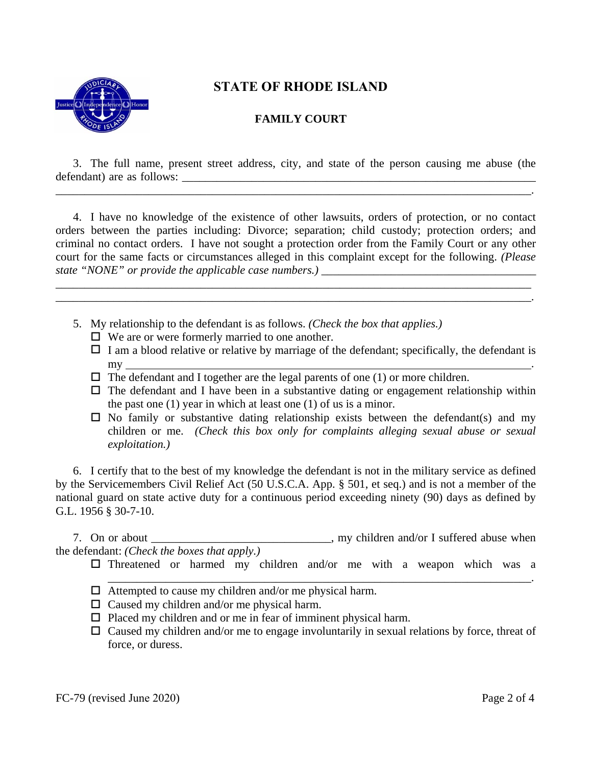# STATE OF RHODE ISLAND

## FAMILY COURT

3. The full name, present street address, city, and state of the person causing me abuse (the defendant) are as follows: ______________________________________________________________
______________________________________________________________________________.

4. I have no knowledge of the existence of other lawsuits, orders of protection, or no contact orders between the parties including: Divorce; separation; child custody; protection orders; and criminal no contact orders. I have not sought a protection order from the Family Court or any other court for the same facts or circumstances alleged in this complaint except for the following. *(Please state "NONE" or provide the applicable case numbers.)* ____________________________________
______________________________________________________________________________
______________________________________________________________________________.

5. My relationship to the defendant is as follows. *(Check the box that applies.)*
   - ☐ We are or were formerly married to one another.
   - ☐ I am a blood relative or relative by marriage of the defendant; specifically, the defendant is my ______________________________________________________________________.
   - ☐ The defendant and I together are the legal parents of one (1) or more children.
   - ☐ The defendant and I have been in a substantive dating or engagement relationship within the past one (1) year in which at least one (1) of us is a minor.
   - ☐ No family or substantive dating relationship exists between the defendant(s) and my children or me. *(Check this box only for complaints alleging sexual abuse or sexual exploitation.)*

6. I certify that to the best of my knowledge the defendant is not in the military service as defined by the Servicemembers Civil Relief Act (50 U.S.C.A. App. § 501, et seq.) and is not a member of the national guard on state active duty for a continuous period exceeding ninety (90) days as defined by G.L. 1956 § 30-7-10.

7. On or about ______________________________, my children and/or I suffered abuse when the defendant: *(Check the boxes that apply.)*
   - ☐ Threatened or harmed my children and/or me with a weapon which was a ______________________________________________________________________.
   - ☐ Attempted to cause my children and/or me physical harm.
   - ☐ Caused my children and/or me physical harm.
   - ☐ Placed my children and or me in fear of imminent physical harm.
   - ☐ Caused my children and/or me to engage involuntarily in sexual relations by force, threat of force, or duress.

FC-79 (revised June 2020)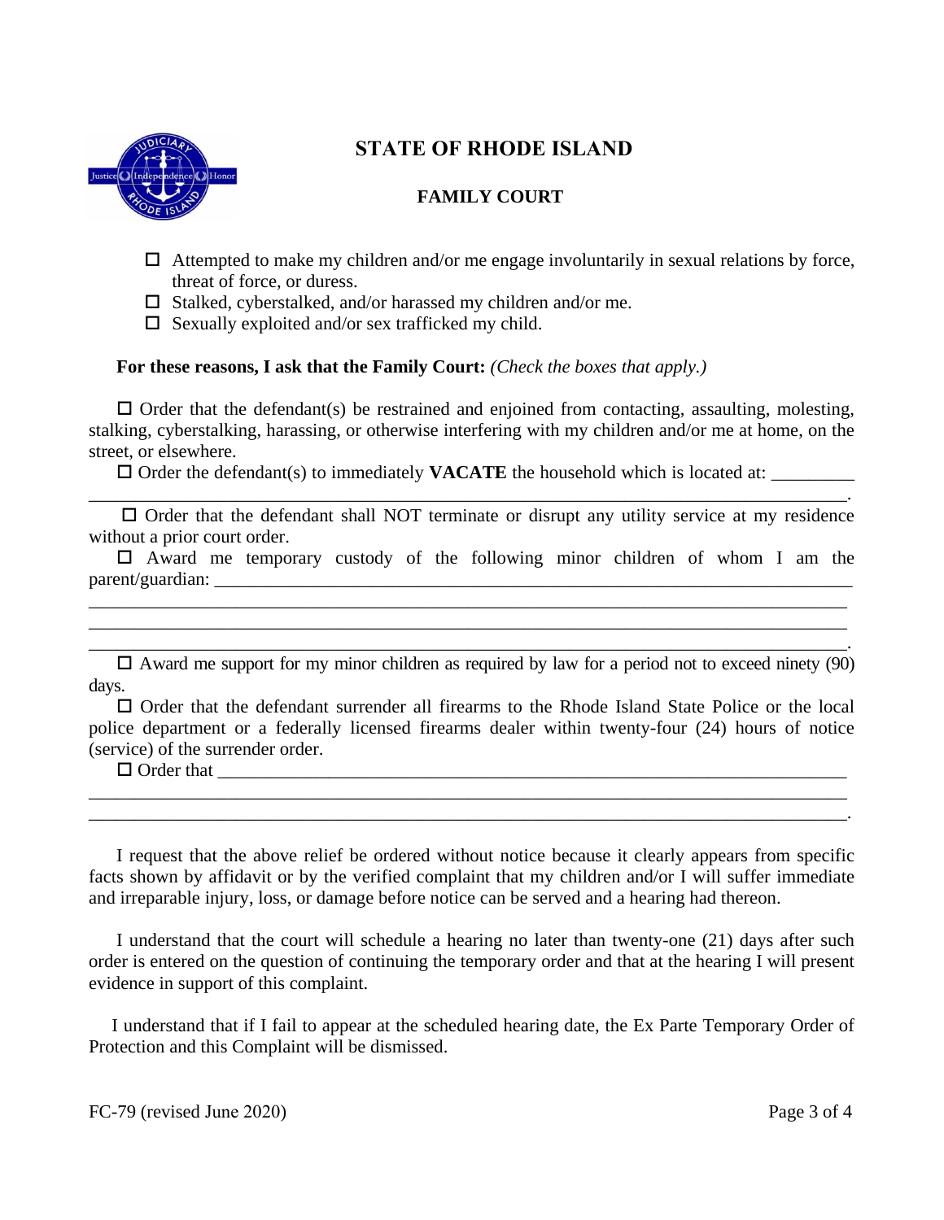# STATE OF RHODE ISLAND

## FAMILY COURT

- ☐ Attempted to make my children and/or me engage involuntarily in sexual relations by force, threat of force, or duress.
- ☐ Stalked, cyberstalked, and/or harassed my children and/or me.
- ☐ Sexually exploited and/or sex trafficked my child.

**For these reasons, I ask that the Family Court:** *(Check the boxes that apply.)*

☐ Order that the defendant(s) be restrained and enjoined from contacting, assaulting, molesting, stalking, cyberstalking, harassing, or otherwise interfering with my children and/or me at home, on the street, or elsewhere.

☐ Order the defendant(s) to immediately **VACATE** the household which is located at: _________
__________________________________________________________________________________.

☐ Order that the defendant shall NOT terminate or disrupt any utility service at my residence without a prior court order.

☐ Award me temporary custody of the following minor children of whom I am the parent/guardian: ________________________________________________________________________
__________________________________________________________________________________
__________________________________________________________________________________
__________________________________________________________________________________.

☐ Award me support for my minor children as required by law for a period not to exceed ninety (90) days.

☐ Order that the defendant surrender all firearms to the Rhode Island State Police or the local police department or a federally licensed firearms dealer within twenty-four (24) hours of notice (service) of the surrender order.

☐ Order that _________________________________________________________________________
__________________________________________________________________________________
__________________________________________________________________________________.

I request that the above relief be ordered without notice because it clearly appears from specific facts shown by affidavit or by the verified complaint that my children and/or I will suffer immediate and irreparable injury, loss, or damage before notice can be served and a hearing had thereon.

I understand that the court will schedule a hearing no later than twenty-one (21) days after such order is entered on the question of continuing the temporary order and that at the hearing I will present evidence in support of this complaint.

I understand that if I fail to appear at the scheduled hearing date, the Ex Parte Temporary Order of Protection and this Complaint will be dismissed.

FC-79 (revised June 2020)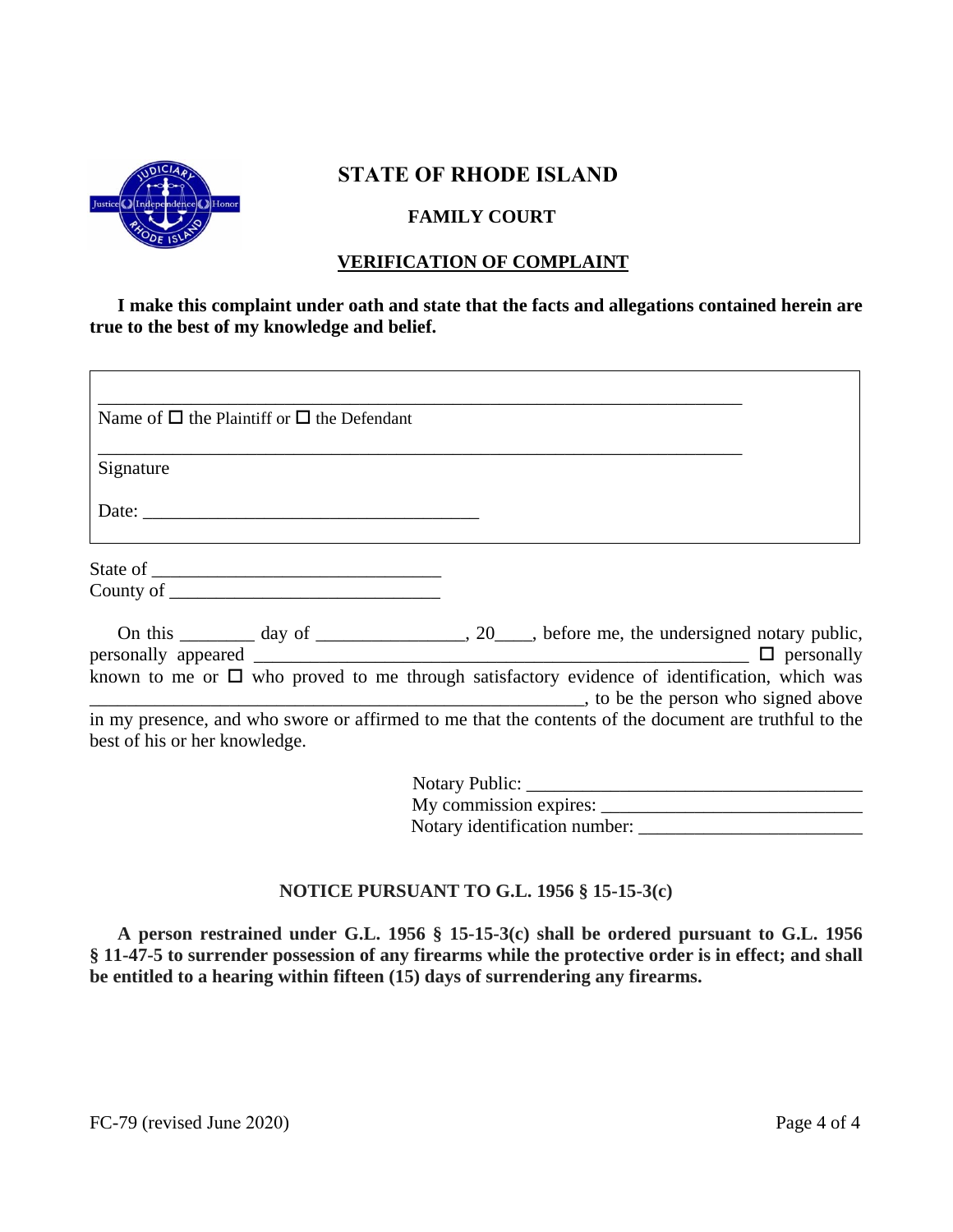# STATE OF RHODE ISLAND

## FAMILY COURT

## VERIFICATION OF COMPLAINT

**I make this complaint under oath and state that the facts and allegations contained herein are true to the best of my knowledge and belief.**

_______________________________________________________________
Name of ☐ the Plaintiff or ☐ the Defendant

_______________________________________________________________
Signature

Date: ____________________________________

State of ______________________________
County of ____________________________

On this ________ day of ________________, 20____, before me, the undersigned notary public, personally appeared _______________________________________________________ ☐ personally known to me or ☐ who proved to me through satisfactory evidence of identification, which was _____________________________________________________, to be the person who signed above in my presence, and who swore or affirmed to me that the contents of the document are truthful to the best of his or her knowledge.

Notary Public: ___________________________________
My commission expires: ___________________________
Notary identification number: ______________________

### NOTICE PURSUANT TO G.L. 1956 § 15-15-3(c)

**A person restrained under G.L. 1956 § 15-15-3(c) shall be ordered pursuant to G.L. 1956 § 11-47-5 to surrender possession of any firearms while the protective order is in effect; and shall be entitled to a hearing within fifteen (15) days of surrendering any firearms.**

FC-79 (revised June 2020)